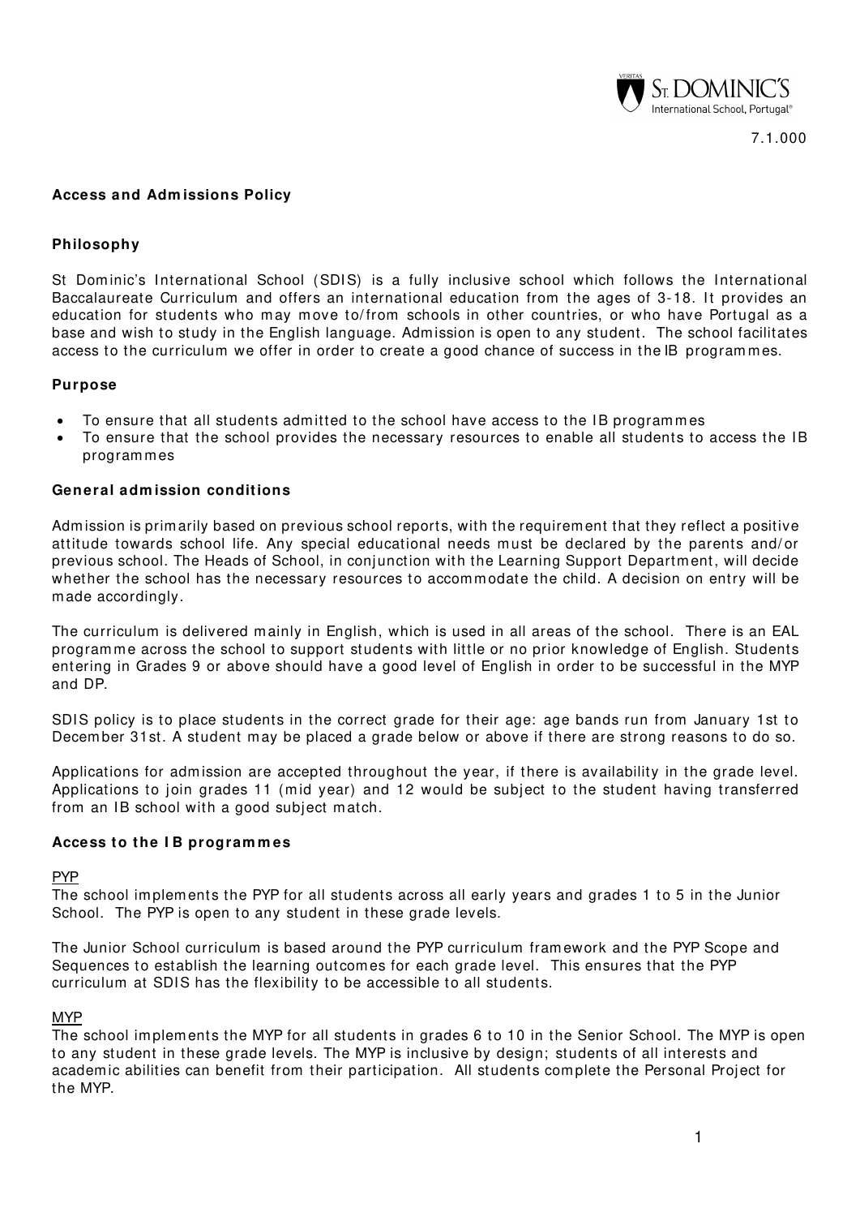7.1.000

# Access and Admissions Policy

## Philosophy

St Dominic's International School (SDIS) is a fully inclusive school which follows the International Baccalaureate Curriculum and offers an international education from the ages of 3-18. It provides an education for students who may move to/from schools in other countries, or who have Portugal as a base and wish to study in the English language. Admission is open to any student. The school facilitates access to the curriculum we offer in order to create a good chance of success in the IB programmes.

## Purpose

- To ensure that all students admitted to the school have access to the IB programmes
- To ensure that the school provides the necessary resources to enable all students to access the IB programmes

## General admission conditions

Admission is primarily based on previous school reports, with the requirement that they reflect a positive attitude towards school life. Any special educational needs must be declared by the parents and/or previous school. The Heads of School, in conjunction with the Learning Support Department, will decide whether the school has the necessary resources to accommodate the child. A decision on entry will be made accordingly.

The curriculum is delivered mainly in English, which is used in all areas of the school. There is an EAL programme across the school to support students with little or no prior knowledge of English. Students entering in Grades 9 or above should have a good level of English in order to be successful in the MYP and DP.

SDIS policy is to place students in the correct grade for their age: age bands run from January 1st to December 31st. A student may be placed a grade below or above if there are strong reasons to do so.

Applications for admission are accepted throughout the year, if there is availability in the grade level. Applications to join grades 11 (mid year) and 12 would be subject to the student having transferred from an IB school with a good subject match.

## Access to the IB programmes

### PYP

The school implements the PYP for all students across all early years and grades 1 to 5 in the Junior School. The PYP is open to any student in these grade levels.

The Junior School curriculum is based around the PYP curriculum framework and the PYP Scope and Sequences to establish the learning outcomes for each grade level. This ensures that the PYP curriculum at SDIS has the flexibility to be accessible to all students.

### MYP

The school implements the MYP for all students in grades 6 to 10 in the Senior School. The MYP is open to any student in these grade levels. The MYP is inclusive by design; students of all interests and academic abilities can benefit from their participation. All students complete the Personal Project for the MYP.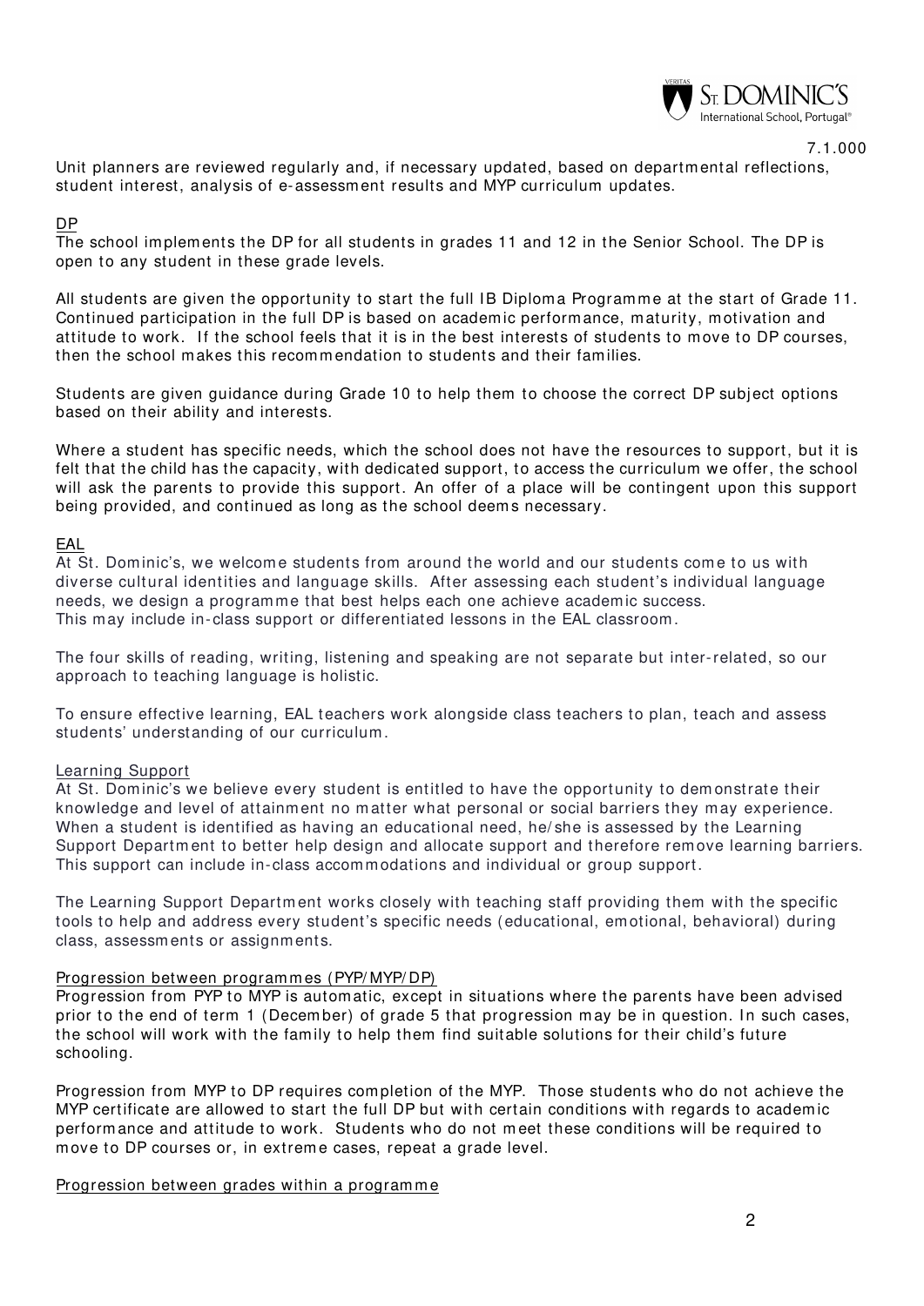Unit planners are reviewed regularly and, if necessary updated, based on departmental reflections, student interest, analysis of e-assessment results and MYP curriculum updates.

DP

The school implements the DP for all students in grades 11 and 12 in the Senior School. The DP is open to any student in these grade levels.

All students are given the opportunity to start the full IB Diploma Programme at the start of Grade 11. Continued participation in the full DP is based on academic performance, maturity, motivation and attitude to work. If the school feels that it is in the best interests of students to move to DP courses, then the school makes this recommendation to students and their families.

Students are given guidance during Grade 10 to help them to choose the correct DP subject options based on their ability and interests.

Where a student has specific needs, which the school does not have the resources to support, but it is felt that the child has the capacity, with dedicated support, to access the curriculum we offer, the school will ask the parents to provide this support. An offer of a place will be contingent upon this support being provided, and continued as long as the school deems necessary.

EAL

At St. Dominic's, we welcome students from around the world and our students come to us with diverse cultural identities and language skills. After assessing each student's individual language needs, we design a programme that best helps each one achieve academic success.
This may include in-class support or differentiated lessons in the EAL classroom.

The four skills of reading, writing, listening and speaking are not separate but inter-related, so our approach to teaching language is holistic.

To ensure effective learning, EAL teachers work alongside class teachers to plan, teach and assess students' understanding of our curriculum.

Learning Support

At St. Dominic's we believe every student is entitled to have the opportunity to demonstrate their knowledge and level of attainment no matter what personal or social barriers they may experience. When a student is identified as having an educational need, he/she is assessed by the Learning Support Department to better help design and allocate support and therefore remove learning barriers. This support can include in-class accommodations and individual or group support.

The Learning Support Department works closely with teaching staff providing them with the specific tools to help and address every student's specific needs (educational, emotional, behavioral) during class, assessments or assignments.

Progression between programmes (PYP/MYP/DP)

Progression from PYP to MYP is automatic, except in situations where the parents have been advised prior to the end of term 1 (December) of grade 5 that progression may be in question. In such cases, the school will work with the family to help them find suitable solutions for their child's future schooling.

Progression from MYP to DP requires completion of the MYP. Those students who do not achieve the MYP certificate are allowed to start the full DP but with certain conditions with regards to academic performance and attitude to work. Students who do not meet these conditions will be required to move to DP courses or, in extreme cases, repeat a grade level.

Progression between grades within a programme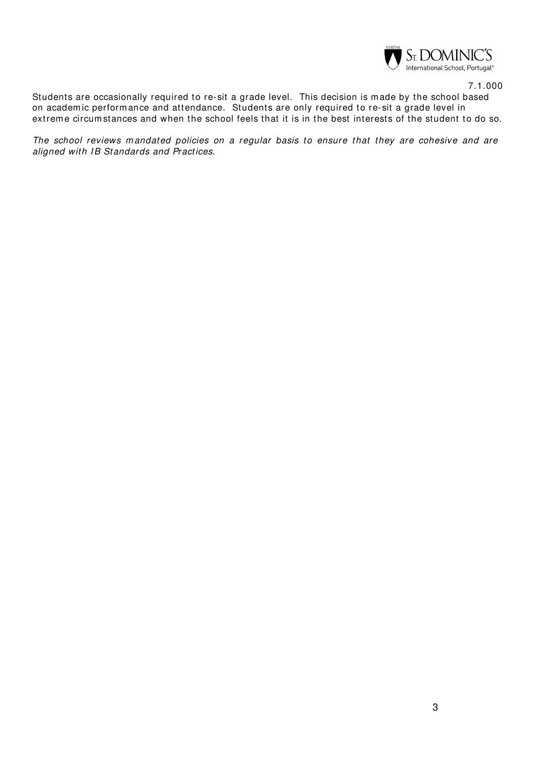7.1.000

Students are occasionally required to re-sit a grade level. This decision is made by the school based on academic performance and attendance. Students are only required to re-sit a grade level in extreme circumstances and when the school feels that it is in the best interests of the student to do so.

*The school reviews mandated policies on a regular basis to ensure that they are cohesive and are aligned with IB Standards and Practices.*